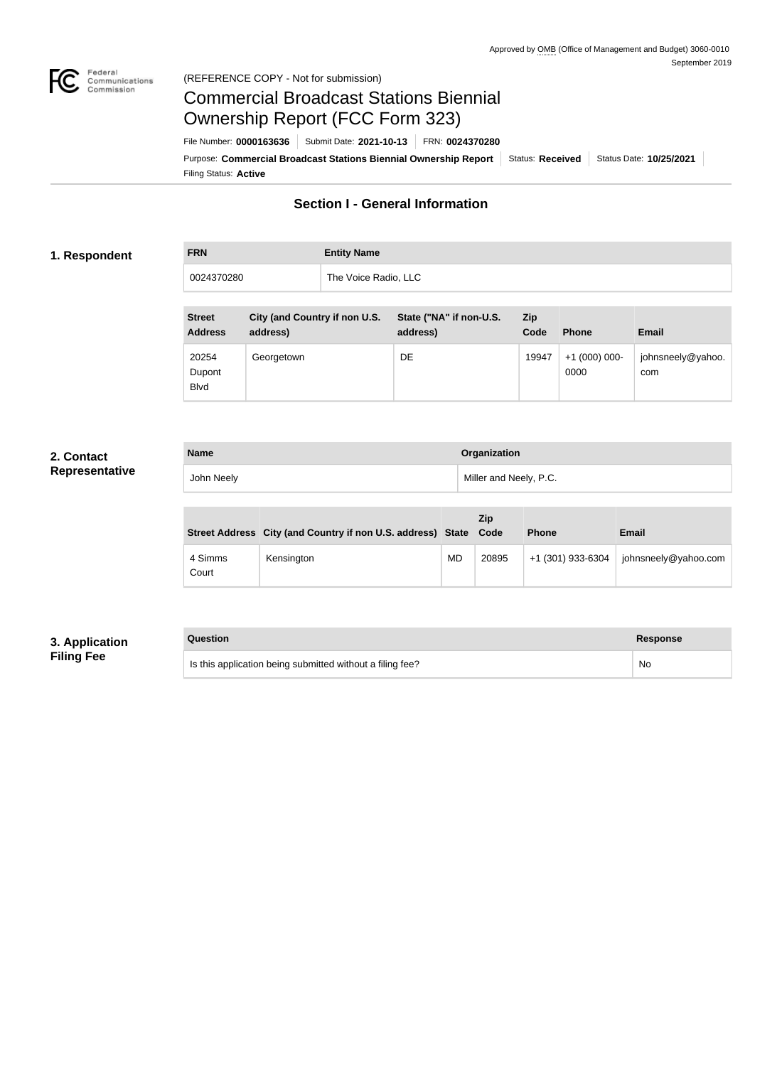Approved by OMB (Office of Management and Budget) 3060-0010
September 2019

(REFERENCE COPY - Not for submission)

# Commercial Broadcast Stations Biennial Ownership Report (FCC Form 323)

File Number: **0000163636** | Submit Date: **2021-10-13** | FRN: **0024370280**

Purpose: **Commercial Broadcast Stations Biennial Ownership Report** | Status: **Received** | Status Date: **10/25/2021**

Filing Status: **Active**

## Section I - General Information

### 1. Respondent

| FRN | Entity Name |
|---|---|
| 0024370280 | The Voice Radio, LLC |

| Street Address | City (and Country if non U.S. address) | State ("NA" if non-U.S. address) | Zip Code | Phone | Email |
|---|---|---|---|---|---|
| 20254 Dupont Blvd | Georgetown | DE | 19947 | +1 (000) 000-0000 | johnsneely@yahoo.com |

### 2. Contact Representative

| Name | Organization |
|---|---|
| John Neely | Miller and Neely, P.C. |

| Street Address | City (and Country if non U.S. address) | State | Zip Code | Phone | Email |
|---|---|---|---|---|---|
| 4 Simms Court | Kensington | MD | 20895 | +1 (301) 933-6304 | johnsneely@yahoo.com |

### 3. Application Filing Fee

| Question | Response |
|---|---|
| Is this application being submitted without a filing fee? | No |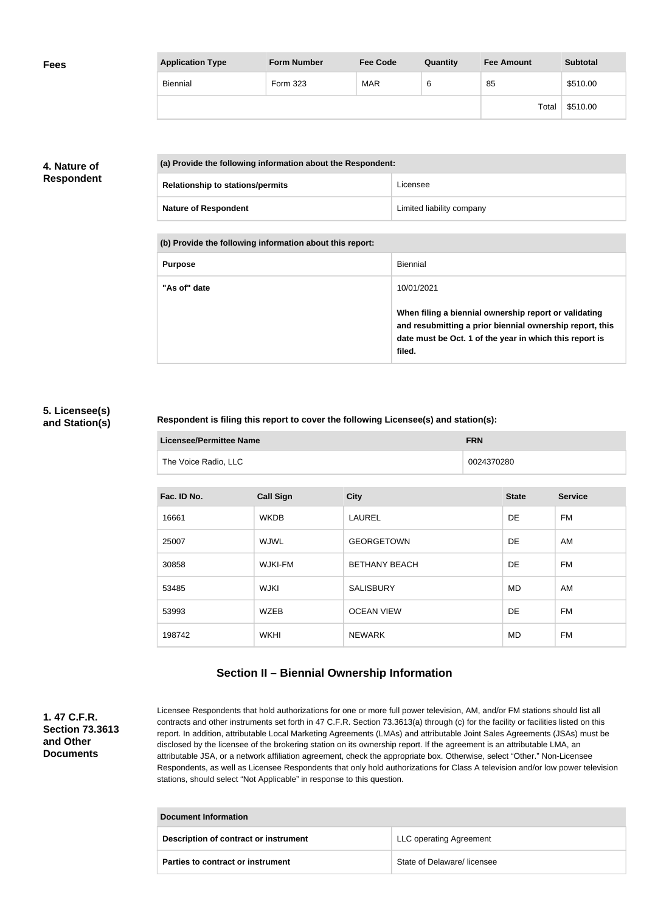**Fees**

| Application Type | Form Number | Fee Code | Quantity | Fee Amount | Subtotal |
|---|---|---|---|---|---|
| Biennial | Form 323 | MAR | 6 | 85 | $510.00 |
| | | | | Total | $510.00 |

**4. Nature of Respondent**

| (a) Provide the following information about the Respondent: | |
|---|---|
| **Relationship to stations/permits** | Licensee |
| **Nature of Respondent** | Limited liability company |

| (b) Provide the following information about this report: | |
|---|---|
| **Purpose** | Biennial |
| **"As of" date** | 10/01/2021<br><br>**When filing a biennial ownership report or validating and resubmitting a prior biennial ownership report, this date must be Oct. 1 of the year in which this report is filed.** |

**5. Licensee(s) and Station(s)**

**Respondent is filing this report to cover the following Licensee(s) and station(s):**

| Licensee/Permittee Name | FRN |
|---|---|
| The Voice Radio, LLC | 0024370280 |

| Fac. ID No. | Call Sign | City | State | Service |
|---|---|---|---|---|
| 16661 | WKDB | LAUREL | DE | FM |
| 25007 | WJWL | GEORGETOWN | DE | AM |
| 30858 | WJKI-FM | BETHANY BEACH | DE | FM |
| 53485 | WJKI | SALISBURY | MD | AM |
| 53993 | WZEB | OCEAN VIEW | DE | FM |
| 198742 | WKHI | NEWARK | MD | FM |

## Section II – Biennial Ownership Information

**1. 47 C.F.R. Section 73.3613 and Other Documents**

Licensee Respondents that hold authorizations for one or more full power television, AM, and/or FM stations should list all contracts and other instruments set forth in 47 C.F.R. Section 73.3613(a) through (c) for the facility or facilities listed on this report. In addition, attributable Local Marketing Agreements (LMAs) and attributable Joint Sales Agreements (JSAs) must be disclosed by the licensee of the brokering station on its ownership report. If the agreement is an attributable LMA, an attributable JSA, or a network affiliation agreement, check the appropriate box. Otherwise, select "Other." Non-Licensee Respondents, as well as Licensee Respondents that only hold authorizations for Class A television and/or low power television stations, should select "Not Applicable" in response to this question.

| Document Information | |
|---|---|
| **Description of contract or instrument** | LLC operating Agreement |
| **Parties to contract or instrument** | State of Delaware/ licensee |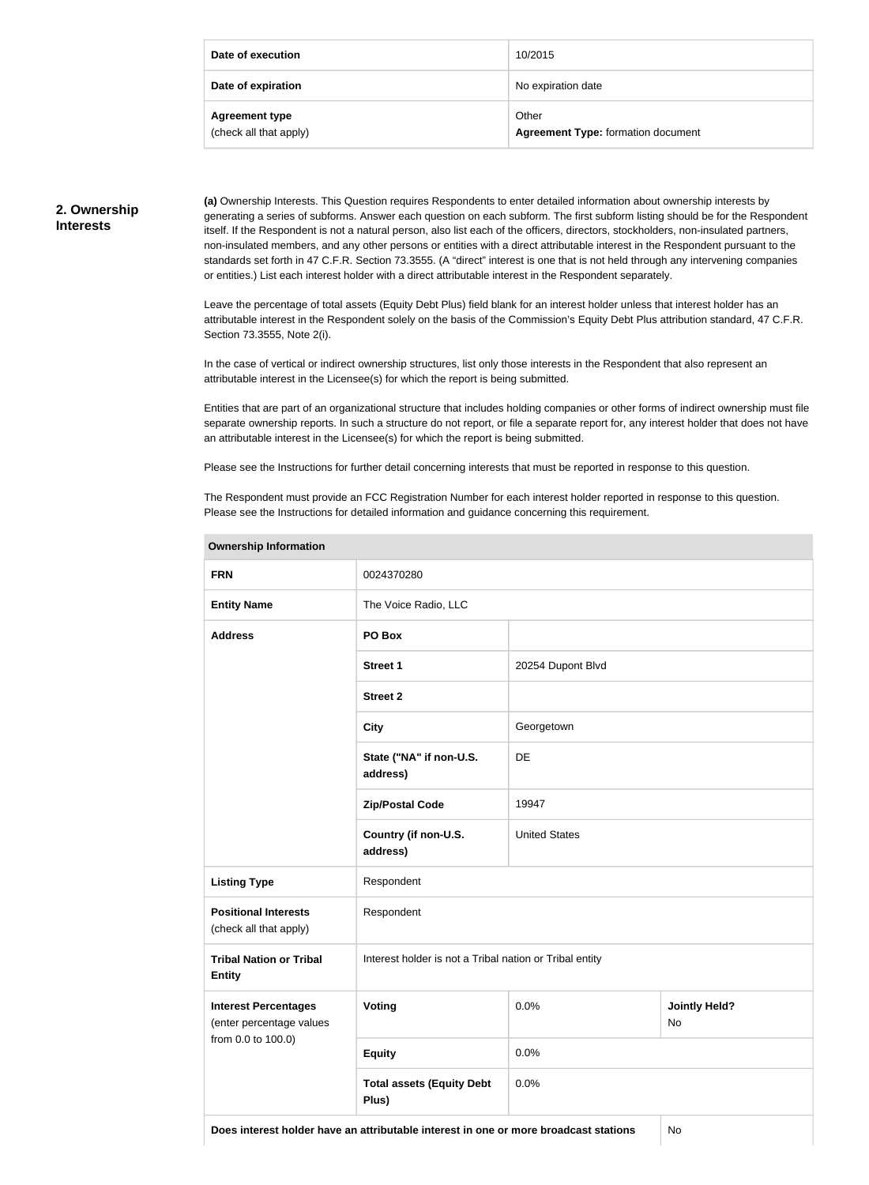| | |
|---|---|
| **Date of execution** | 10/2015 |
| **Date of expiration** | No expiration date |
| **Agreement type** (check all that apply) | Other **Agreement Type:** formation document |

## 2. Ownership Interests

**(a)** Ownership Interests. This Question requires Respondents to enter detailed information about ownership interests by generating a series of subforms. Answer each question on each subform. The first subform listing should be for the Respondent itself. If the Respondent is not a natural person, also list each of the officers, directors, stockholders, non-insulated partners, non-insulated members, and any other persons or entities with a direct attributable interest in the Respondent pursuant to the standards set forth in 47 C.F.R. Section 73.3555. (A "direct" interest is one that is not held through any intervening companies or entities.) List each interest holder with a direct attributable interest in the Respondent separately.

Leave the percentage of total assets (Equity Debt Plus) field blank for an interest holder unless that interest holder has an attributable interest in the Respondent solely on the basis of the Commission's Equity Debt Plus attribution standard, 47 C.F.R. Section 73.3555, Note 2(i).

In the case of vertical or indirect ownership structures, list only those interests in the Respondent that also represent an attributable interest in the Licensee(s) for which the report is being submitted.

Entities that are part of an organizational structure that includes holding companies or other forms of indirect ownership must file separate ownership reports. In such a structure do not report, or file a separate report for, any interest holder that does not have an attributable interest in the Licensee(s) for which the report is being submitted.

Please see the Instructions for further detail concerning interests that must be reported in response to this question.

The Respondent must provide an FCC Registration Number for each interest holder reported in response to this question. Please see the Instructions for detailed information and guidance concerning this requirement.

| **Ownership Information** | | | |
|---|---|---|---|
| **FRN** | 0024370280 | | |
| **Entity Name** | The Voice Radio, LLC | | |
| **Address** | **PO Box** | | |
| | **Street 1** | 20254 Dupont Blvd | |
| | **Street 2** | | |
| | **City** | Georgetown | |
| | **State ("NA" if non-U.S. address)** | DE | |
| | **Zip/Postal Code** | 19947 | |
| | **Country (if non-U.S. address)** | United States | |
| **Listing Type** | Respondent | | |
| **Positional Interests** (check all that apply) | Respondent | | |
| **Tribal Nation or Tribal Entity** | Interest holder is not a Tribal nation or Tribal entity | | |
| **Interest Percentages** (enter percentage values from 0.0 to 100.0) | **Voting** | 0.0% | **Jointly Held?** No |
| | **Equity** | 0.0% | |
| | **Total assets (Equity Debt Plus)** | 0.0% | |
| **Does interest holder have an attributable interest in one or more broadcast stations** | | | No |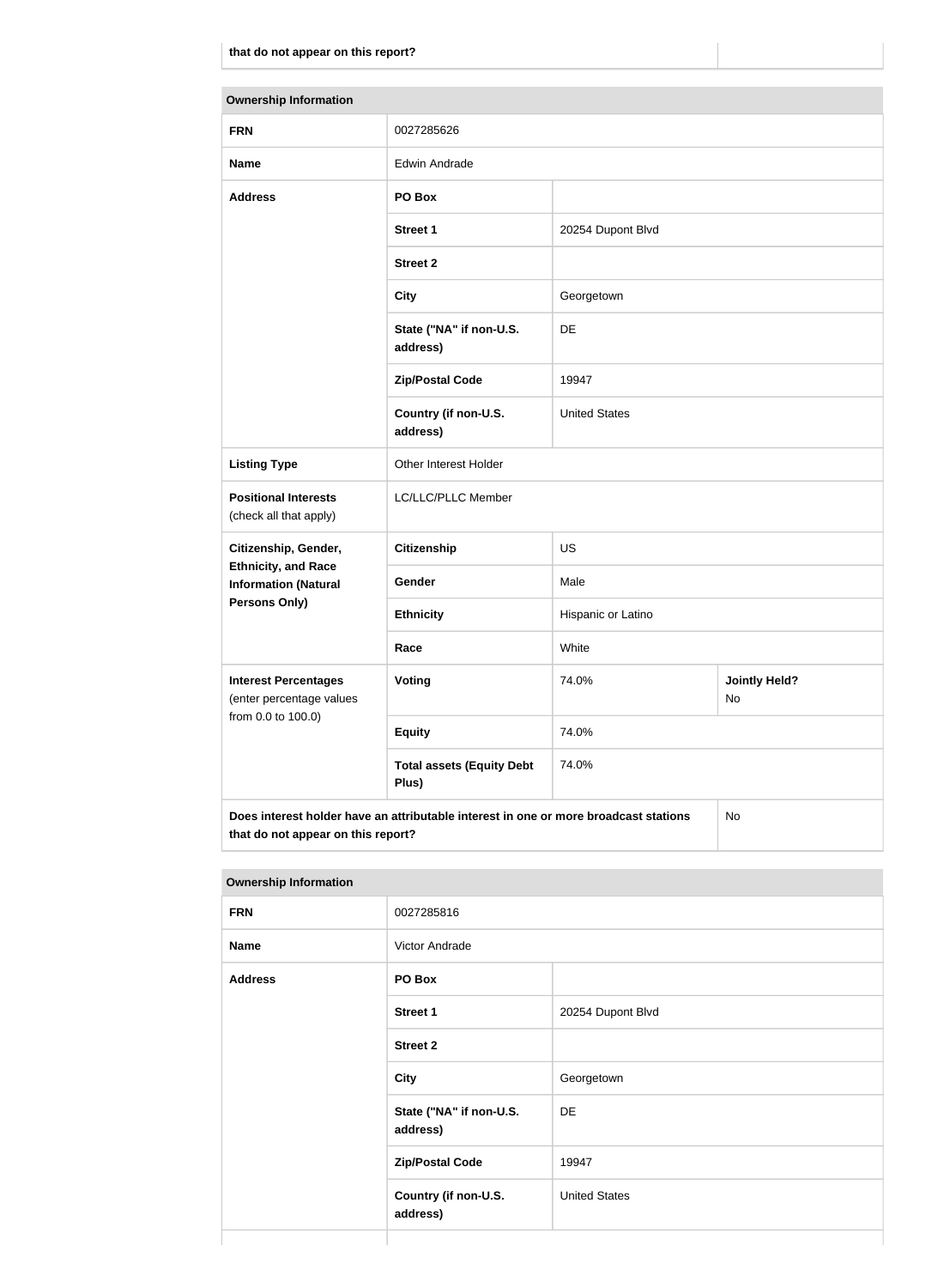| that do not appear on this report? | |
|---|---|

| Ownership Information | | | |
|---|---|---|---|
| **FRN** | 0027285626 | | |
| **Name** | Edwin Andrade | | |
| **Address** | **PO Box** | | |
| | **Street 1** | 20254 Dupont Blvd | |
| | **Street 2** | | |
| | **City** | Georgetown | |
| | **State ("NA" if non-U.S. address)** | DE | |
| | **Zip/Postal Code** | 19947 | |
| | **Country (if non-U.S. address)** | United States | |
| **Listing Type** | Other Interest Holder | | |
| **Positional Interests** (check all that apply) | LC/LLC/PLLC Member | | |
| **Citizenship, Gender, Ethnicity, and Race Information (Natural Persons Only)** | **Citizenship** | US | |
| | **Gender** | Male | |
| | **Ethnicity** | Hispanic or Latino | |
| | **Race** | White | |
| **Interest Percentages** (enter percentage values from 0.0 to 100.0) | **Voting** | 74.0% | **Jointly Held?** No |
| | **Equity** | 74.0% | |
| | **Total assets (Equity Debt Plus)** | 74.0% | |
| **Does interest holder have an attributable interest in one or more broadcast stations that do not appear on this report?** | | | No |

| Ownership Information | | |
|---|---|---|
| **FRN** | 0027285816 | |
| **Name** | Victor Andrade | |
| **Address** | **PO Box** | |
| | **Street 1** | 20254 Dupont Blvd |
| | **Street 2** | |
| | **City** | Georgetown |
| | **State ("NA" if non-U.S. address)** | DE |
| | **Zip/Postal Code** | 19947 |
| | **Country (if non-U.S. address)** | United States |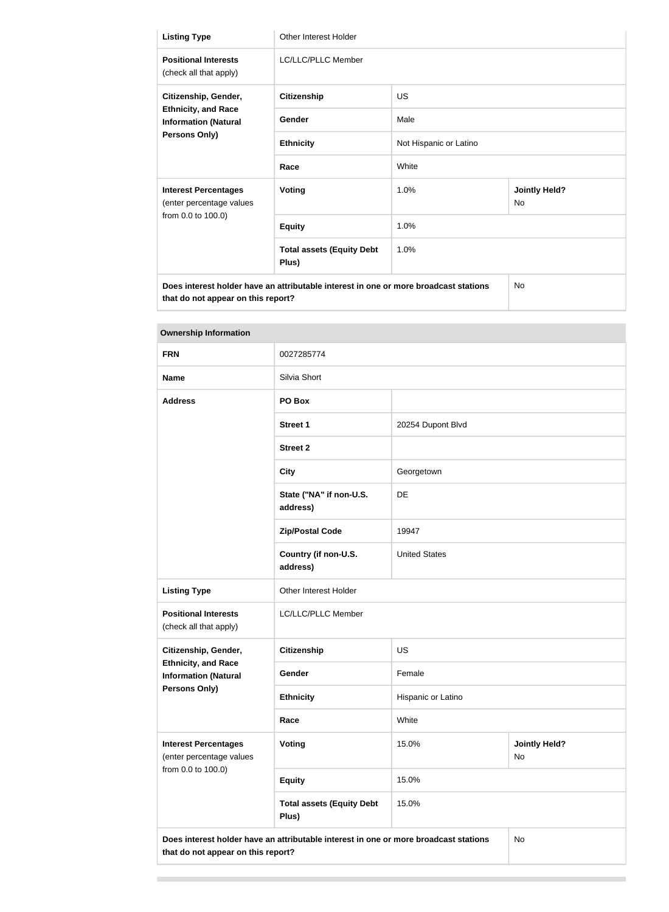| Listing Type | Other Interest Holder | | |
|---|---|---|---|
| **Positional Interests** (check all that apply) | LC/LLC/PLLC Member | | |
| **Citizenship, Gender, Ethnicity, and Race Information (Natural Persons Only)** | **Citizenship** | US | |
| | **Gender** | Male | |
| | **Ethnicity** | Not Hispanic or Latino | |
| | **Race** | White | |
| **Interest Percentages** (enter percentage values from 0.0 to 100.0) | **Voting** | 1.0% | **Jointly Held?** No |
| | **Equity** | 1.0% | |
| | **Total assets (Equity Debt Plus)** | 1.0% | |
| **Does interest holder have an attributable interest in one or more broadcast stations that do not appear on this report?** | | | No |

| **Ownership Information** | | | |
|---|---|---|---|
| **FRN** | 0027285774 | | |
| **Name** | Silvia Short | | |
| **Address** | **PO Box** | | |
| | **Street 1** | 20254 Dupont Blvd | |
| | **Street 2** | | |
| | **City** | Georgetown | |
| | **State ("NA" if non-U.S. address)** | DE | |
| | **Zip/Postal Code** | 19947 | |
| | **Country (if non-U.S. address)** | United States | |
| **Listing Type** | Other Interest Holder | | |
| **Positional Interests** (check all that apply) | LC/LLC/PLLC Member | | |
| **Citizenship, Gender, Ethnicity, and Race Information (Natural Persons Only)** | **Citizenship** | US | |
| | **Gender** | Female | |
| | **Ethnicity** | Hispanic or Latino | |
| | **Race** | White | |
| **Interest Percentages** (enter percentage values from 0.0 to 100.0) | **Voting** | 15.0% | **Jointly Held?** No |
| | **Equity** | 15.0% | |
| | **Total assets (Equity Debt Plus)** | 15.0% | |
| **Does interest holder have an attributable interest in one or more broadcast stations that do not appear on this report?** | | | No |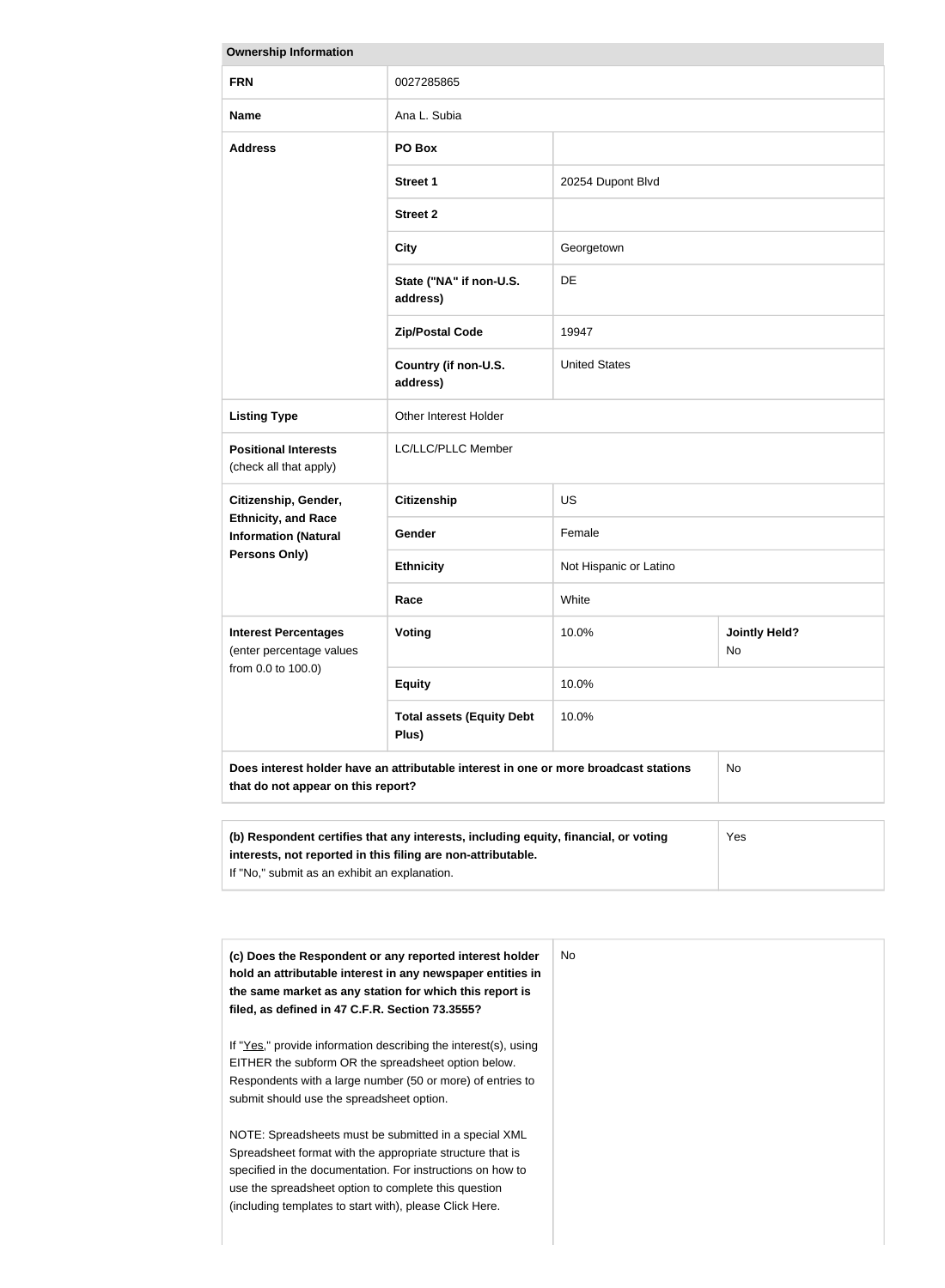| Ownership Information | | | |
|---|---|---|---|
| **FRN** | 0027285865 | | |
| **Name** | Ana L. Subia | | |
| **Address** | **PO Box** | | |
| | **Street 1** | 20254 Dupont Blvd | |
| | **Street 2** | | |
| | **City** | Georgetown | |
| | **State ("NA" if non-U.S. address)** | DE | |
| | **Zip/Postal Code** | 19947 | |
| | **Country (if non-U.S. address)** | United States | |
| **Listing Type** | Other Interest Holder | | |
| **Positional Interests** (check all that apply) | LC/LLC/PLLC Member | | |
| **Citizenship, Gender, Ethnicity, and Race Information (Natural Persons Only)** | **Citizenship** | US | |
| | **Gender** | Female | |
| | **Ethnicity** | Not Hispanic or Latino | |
| | **Race** | White | |
| **Interest Percentages** (enter percentage values from 0.0 to 100.0) | **Voting** | 10.0% | **Jointly Held?** No |
| | **Equity** | 10.0% | |
| | **Total assets (Equity Debt Plus)** | 10.0% | |
| **Does interest holder have an attributable interest in one or more broadcast stations that do not appear on this report?** | | | No |

| | |
|---|---|
| **(b) Respondent certifies that any interests, including equity, financial, or voting interests, not reported in this filing are non-attributable.** If "No," submit as an exhibit an explanation. | Yes |

| | |
|---|---|
| **(c) Does the Respondent or any reported interest holder hold an attributable interest in any newspaper entities in the same market as any station for which this report is filed, as defined in 47 C.F.R. Section 73.3555?**<br><br>If "Yes," provide information describing the interest(s), using EITHER the subform OR the spreadsheet option below. Respondents with a large number (50 or more) of entries to submit should use the spreadsheet option.<br><br>NOTE: Spreadsheets must be submitted in a special XML Spreadsheet format with the appropriate structure that is specified in the documentation. For instructions on how to use the spreadsheet option to complete this question (including templates to start with), please Click Here. | No |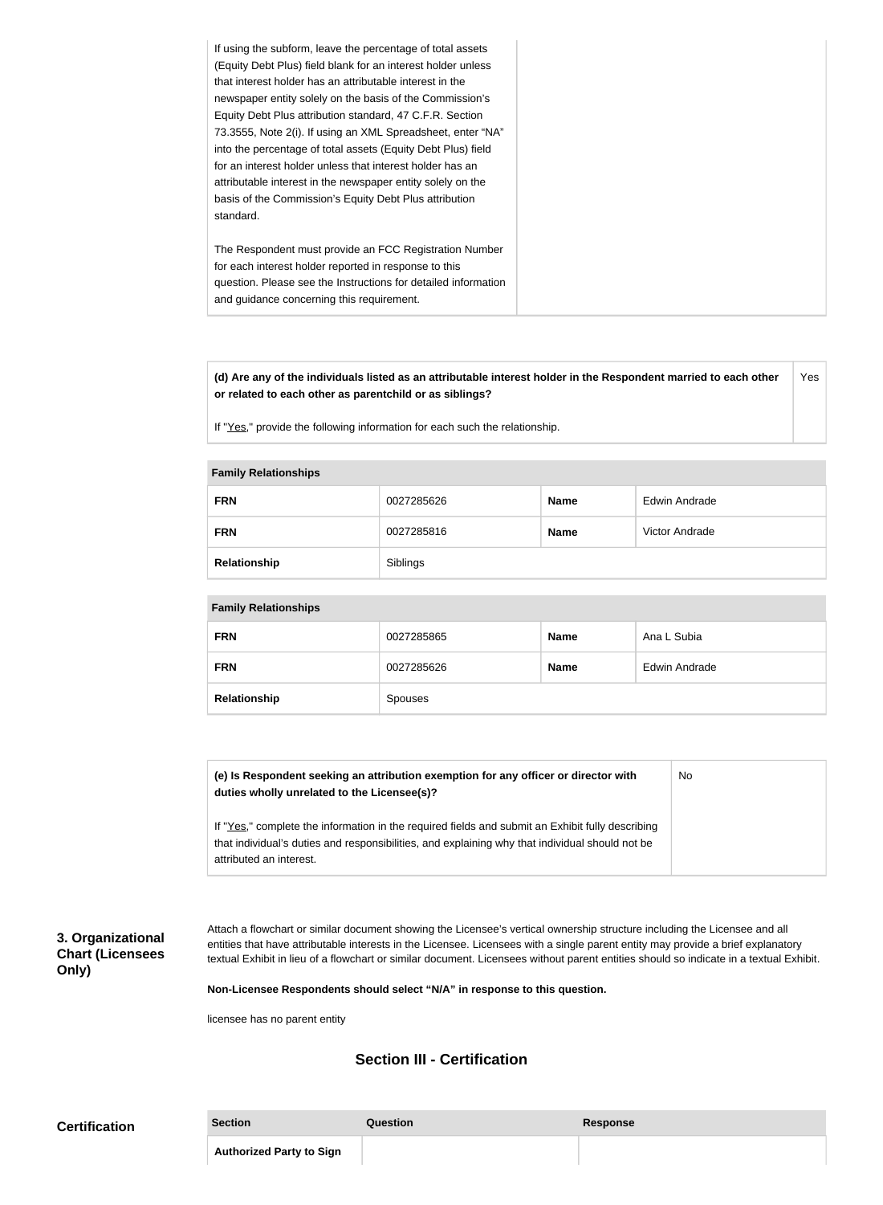| If using the subform, leave the percentage of total assets (Equity Debt Plus) field blank for an interest holder unless that interest holder has an attributable interest in the newspaper entity solely on the basis of the Commission's Equity Debt Plus attribution standard, 47 C.F.R. Section 73.3555, Note 2(i). If using an XML Spreadsheet, enter "NA" into the percentage of total assets (Equity Debt Plus) field for an interest holder unless that interest holder has an attributable interest in the newspaper entity solely on the basis of the Commission's Equity Debt Plus attribution standard.<br><br>The Respondent must provide an FCC Registration Number for each interest holder reported in response to this question. Please see the Instructions for detailed information and guidance concerning this requirement. | |
|---|---|

| **(d) Are any of the individuals listed as an attributable interest holder in the Respondent married to each other or related to each other as parentchild or as siblings?**<br><br>If "Yes," provide the following information for each such the relationship. | Yes |
|---|---|

| **Family Relationships** | | | |
|---|---|---|---|
| **FRN** | 0027285626 | **Name** | Edwin Andrade |
| **FRN** | 0027285816 | **Name** | Victor Andrade |
| **Relationship** | Siblings | | |

| **Family Relationships** | | | |
|---|---|---|---|
| **FRN** | 0027285865 | **Name** | Ana L Subia |
| **FRN** | 0027285626 | **Name** | Edwin Andrade |
| **Relationship** | Spouses | | |

| **(e) Is Respondent seeking an attribution exemption for any officer or director with duties wholly unrelated to the Licensee(s)?**<br><br>If "Yes," complete the information in the required fields and submit an Exhibit fully describing that individual's duties and responsibilities, and explaining why that individual should not be attributed an interest. | No |
|---|---|

### 3. Organizational Chart (Licensees Only)

Attach a flowchart or similar document showing the Licensee's vertical ownership structure including the Licensee and all entities that have attributable interests in the Licensee. Licensees with a single parent entity may provide a brief explanatory textual Exhibit in lieu of a flowchart or similar document. Licensees without parent entities should so indicate in a textual Exhibit.

**Non-Licensee Respondents should select "N/A" in response to this question.**

licensee has no parent entity

## Section III - Certification

### Certification

| Section | Question | Response |
|---|---|---|
| **Authorized Party to Sign** | | |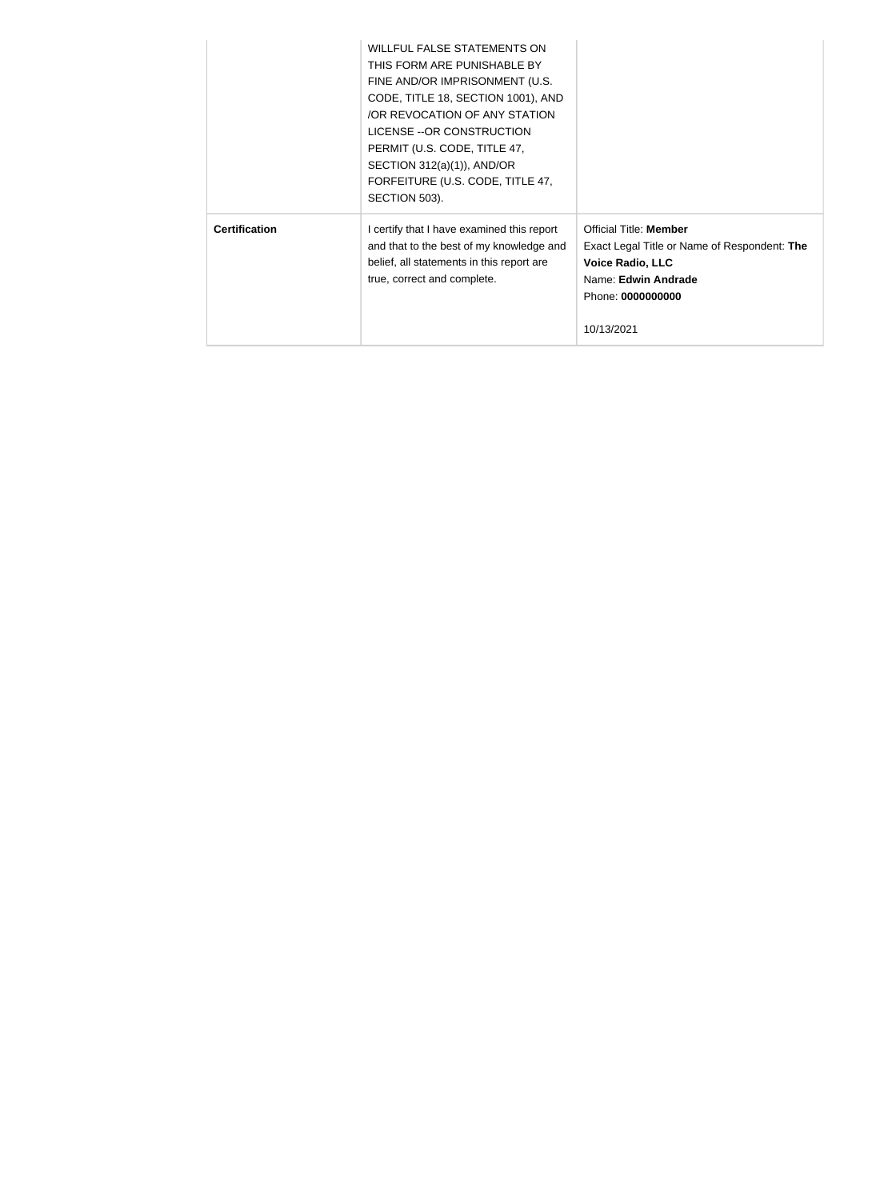| | | |
|---|---|---|
| | WILLFUL FALSE STATEMENTS ON THIS FORM ARE PUNISHABLE BY FINE AND/OR IMPRISONMENT (U.S. CODE, TITLE 18, SECTION 1001), AND /OR REVOCATION OF ANY STATION LICENSE --OR CONSTRUCTION PERMIT (U.S. CODE, TITLE 47, SECTION 312(a)(1)), AND/OR FORFEITURE (U.S. CODE, TITLE 47, SECTION 503). | |
| **Certification** | I certify that I have examined this report and that to the best of my knowledge and belief, all statements in this report are true, correct and complete. | Official Title: **Member**<br>Exact Legal Title or Name of Respondent: **The Voice Radio, LLC**<br>Name: **Edwin Andrade**<br>Phone: **0000000000**<br><br>10/13/2021 |